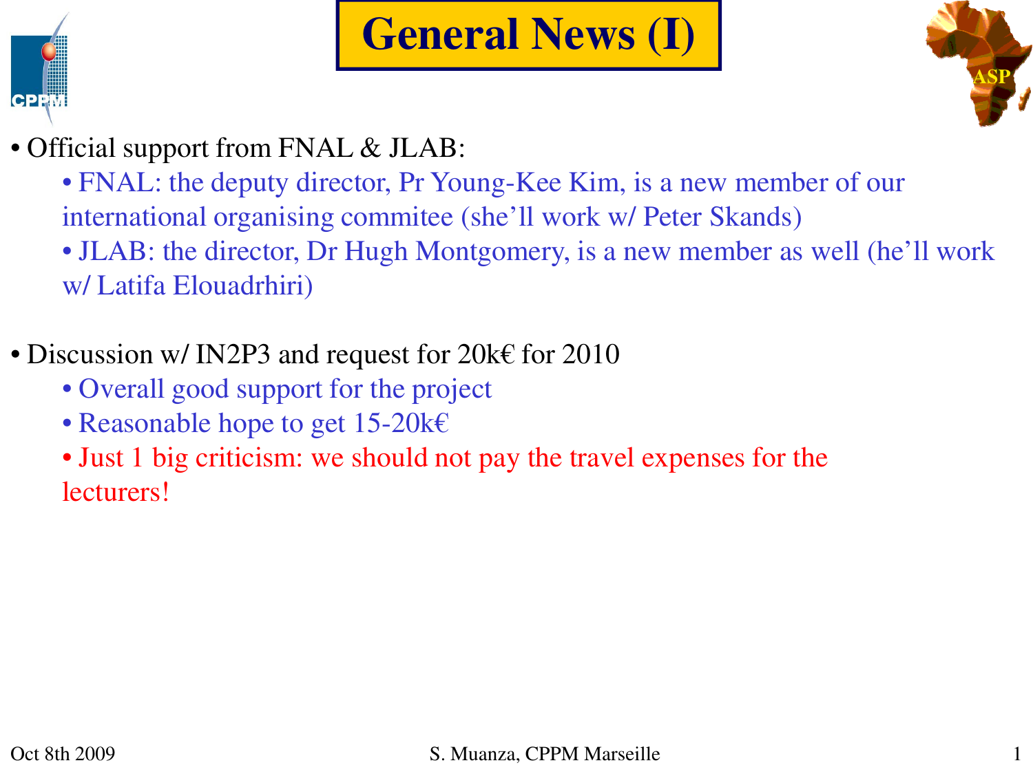# General News (I)

- Official support from FNAL & JLAB:
  - FNAL: the deputy director, Pr Young-Kee Kim, is a new member of our international organising commitee (she'll work w/ Peter Skands)
  - JLAB: the director, Dr Hugh Montgomery, is a new member as well (he'll work w/ Latifa Elouadrhiri)

- Discussion w/ IN2P3 and request for 20k€ for 2010
  - Overall good support for the project
  - Reasonable hope to get 15-20k€
  - Just 1 big criticism: we should not pay the travel expenses for the lecturers!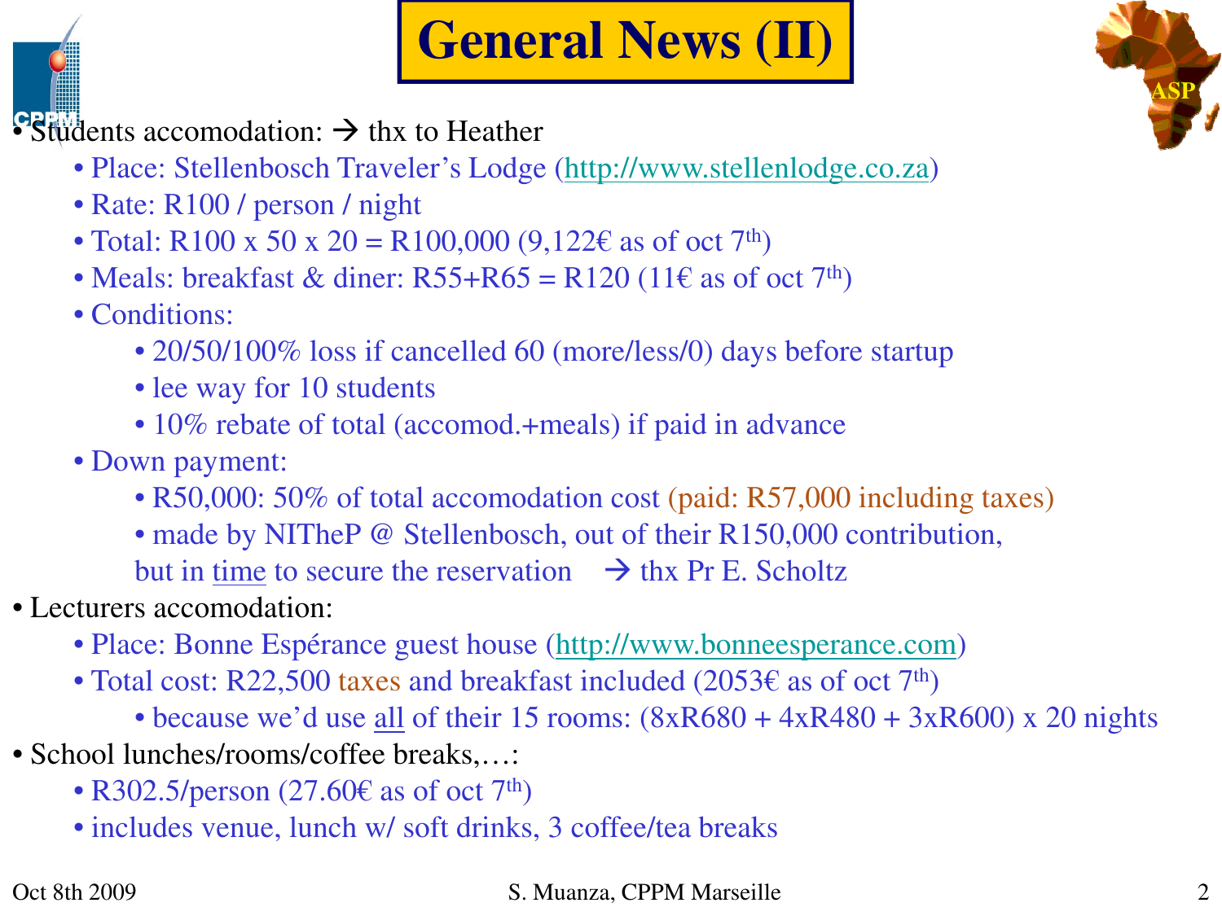# General News (II)

- Students accomodation: → thx to Heather
  - Place: Stellenbosch Traveler's Lodge (http://www.stellenlodge.co.za)
  - Rate: R100 / person / night
  - Total: R100 x 50 x 20 = R100,000 (9,122€ as of oct 7th)
  - Meals: breakfast & diner: R55+R65 = R120 (11€ as of oct 7th)
  - Conditions:
    - 20/50/100% loss if cancelled 60 (more/less/0) days before startup
    - lee way for 10 students
    - 10% rebate of total (accomod.+meals) if paid in advance
  - Down payment:
    - R50,000: 50% of total accomodation cost (paid: R57,000 including taxes)
    - made by NITheP @ Stellenbosch, out of their R150,000 contribution, but in time to secure the reservation → thx Pr E. Scholtz
- Lecturers accomodation:
  - Place: Bonne Espérance guest house (http://www.bonneesperance.com)
  - Total cost: R22,500 taxes and breakfast included (2053€ as of oct 7th)
    - because we'd use all of their 15 rooms: (8xR680 + 4xR480 + 3xR600) x 20 nights
- School lunches/rooms/coffee breaks,…:
  - R302.5/person (27.60€ as of oct 7th)
  - includes venue, lunch w/ soft drinks, 3 coffee/tea breaks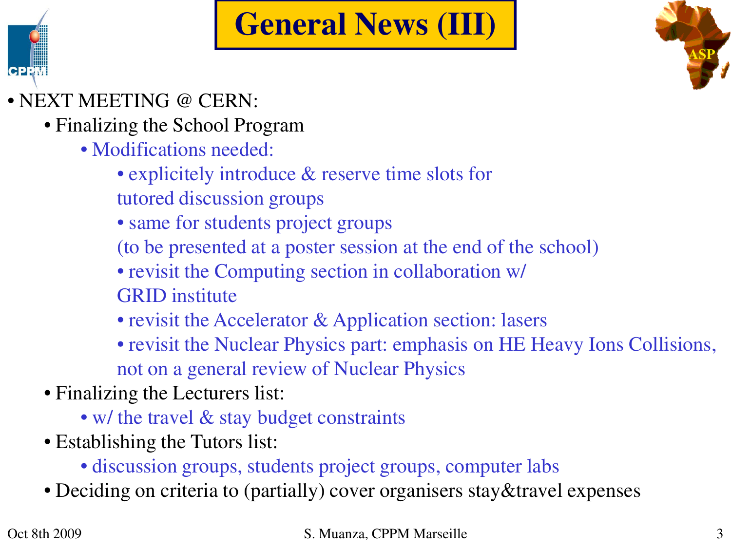# General News (III)

- NEXT MEETING @ CERN:
  - Finalizing the School Program
    - Modifications needed:
      - explicitely introduce & reserve time slots for tutored discussion groups
      - same for students project groups (to be presented at a poster session at the end of the school)
      - revisit the Computing section in collaboration w/ GRID institute
      - revisit the Accelerator & Application section: lasers
      - revisit the Nuclear Physics part: emphasis on HE Heavy Ions Collisions, not on a general review of Nuclear Physics
  - Finalizing the Lecturers list:
    - w/ the travel & stay budget constraints
  - Establishing the Tutors list:
    - discussion groups, students project groups, computer labs
  - Deciding on criteria to (partially) cover organisers stay&travel expenses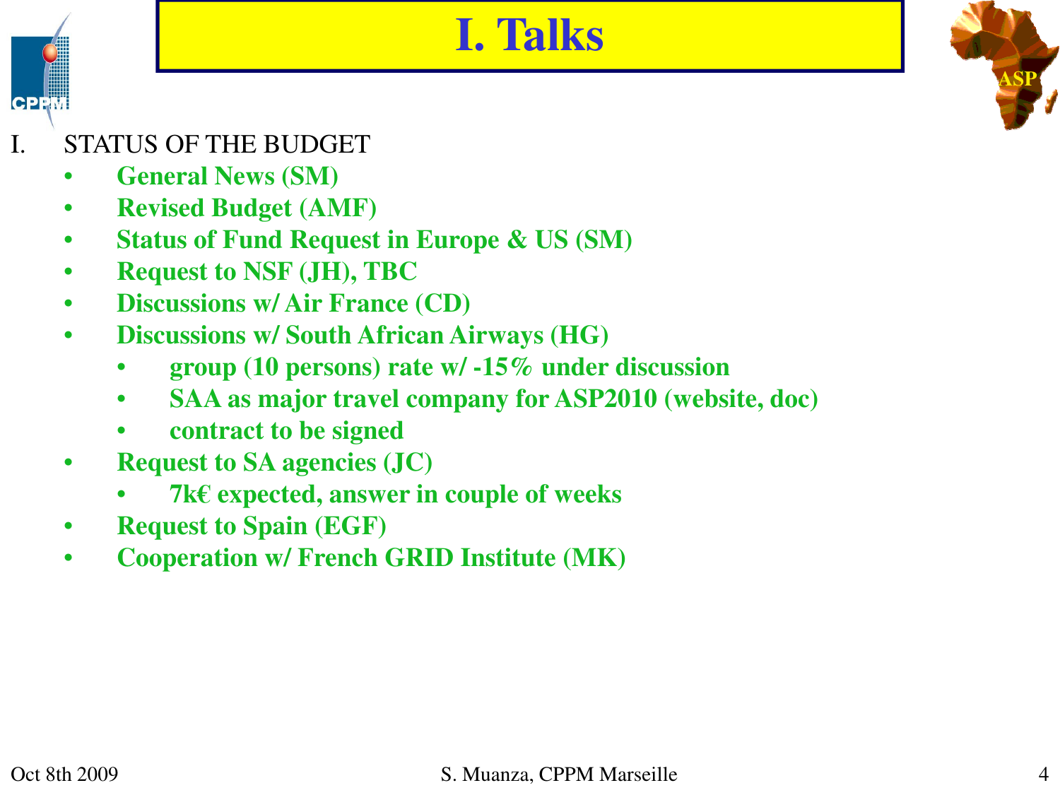# I. Talks

I. STATUS OF THE BUDGET
   - General News (SM)
   - Revised Budget (AMF)
   - Status of Fund Request in Europe & US (SM)
   - Request to NSF (JH), TBC
   - Discussions w/ Air France (CD)
   - Discussions w/ South African Airways (HG)
     - group (10 persons) rate w/ -15% under discussion
     - SAA as major travel company for ASP2010 (website, doc)
     - contract to be signed
   - Request to SA agencies (JC)
     - 7k€ expected, answer in couple of weeks
   - Request to Spain (EGF)
   - Cooperation w/ French GRID Institute (MK)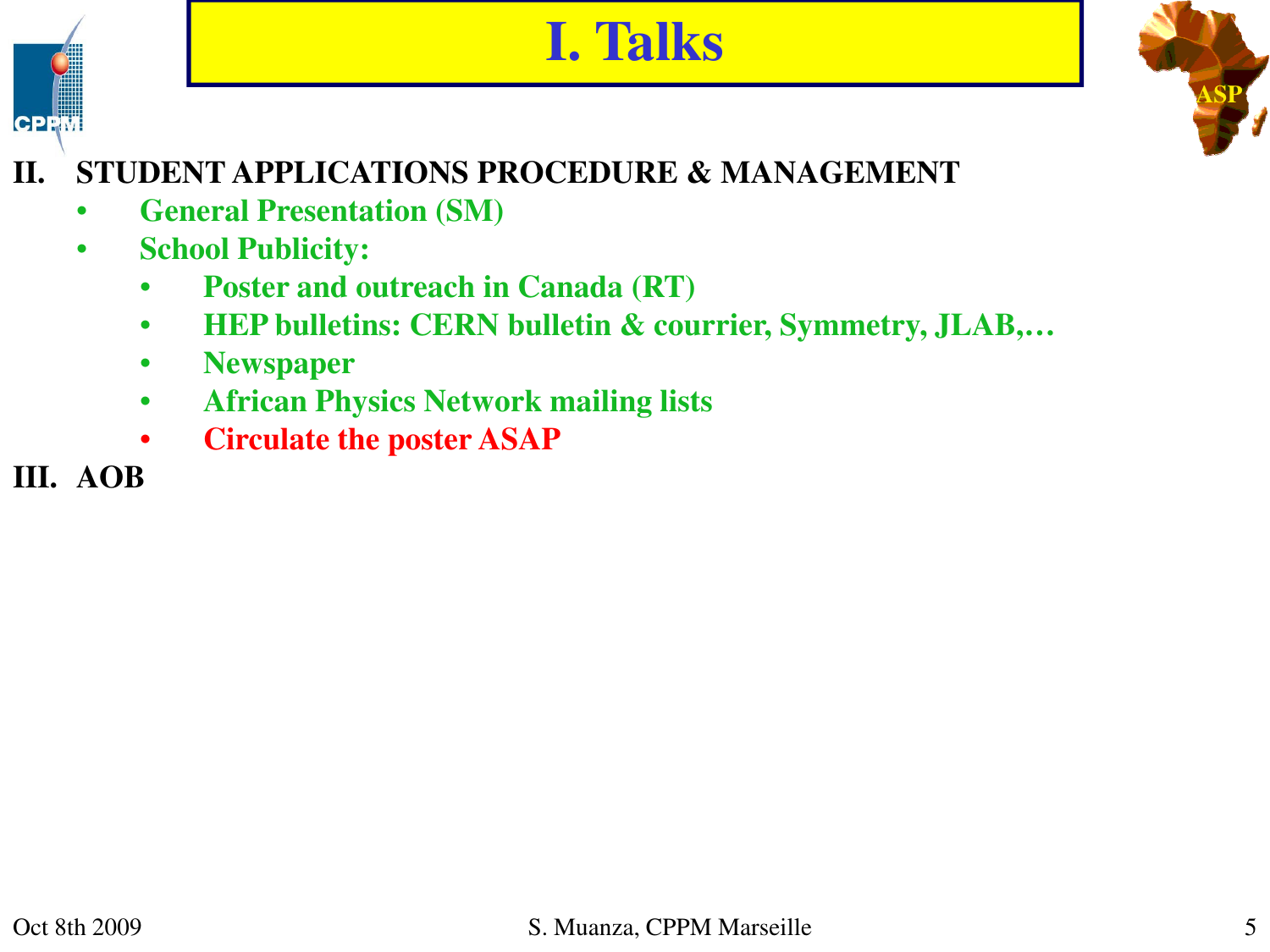# I. Talks

**II. STUDENT APPLICATIONS PROCEDURE & MANAGEMENT**

- **General Presentation (SM)**
- **School Publicity:**
  - **Poster and outreach in Canada (RT)**
  - **HEP bulletins: CERN bulletin & courrier, Symmetry, JLAB,…**
  - **Newspaper**
  - **African Physics Network mailing lists**
  - **Circulate the poster ASAP**

**III. AOB**